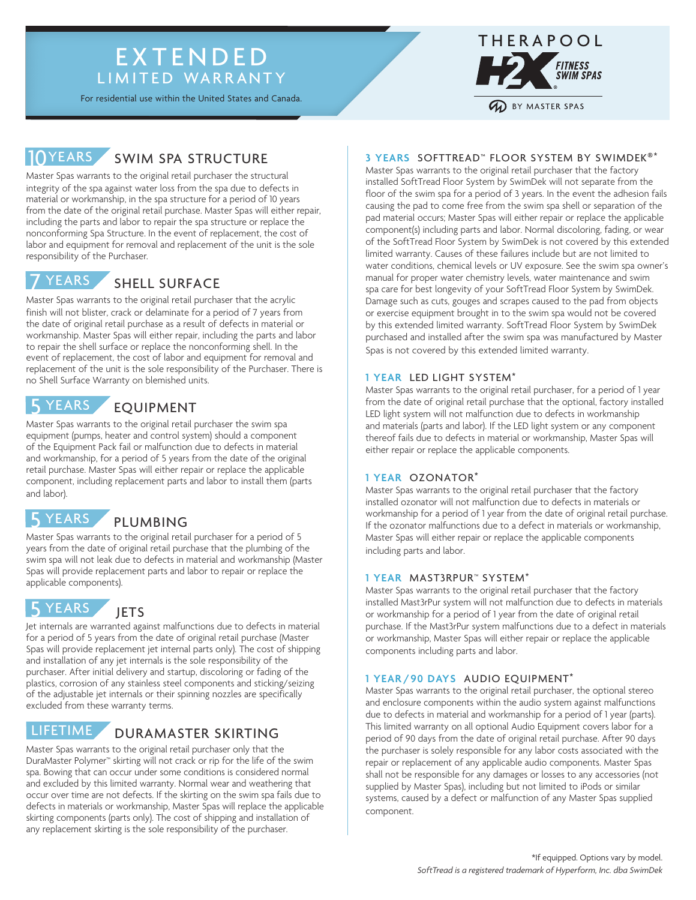# EXTENDED LIMITED WARRANTY

For residential use within the United States and Canada.

THERAPOOL H2X FITNESS SWIM SPAS BY MASTER SPAS

## 10 YEARS SWIM SPA STRUCTURE

Master Spas warrants to the original retail purchaser the structural integrity of the spa against water loss from the spa due to defects in material or workmanship, in the spa structure for a period of 10 years from the date of the original retail purchase. Master Spas will either repair, including the parts and labor to repair the spa structure or replace the nonconforming Spa Structure. In the event of replacement, the cost of labor and equipment for removal and replacement of the unit is the sole responsibility of the Purchaser.

## 7 YEARS SHELL SURFACE

Master Spas warrants to the original retail purchaser that the acrylic finish will not blister, crack or delaminate for a period of 7 years from the date of original retail purchase as a result of defects in material or workmanship. Master Spas will either repair, including the parts and labor to repair the shell surface or replace the nonconforming shell. In the event of replacement, the cost of labor and equipment for removal and replacement of the unit is the sole responsibility of the Purchaser. There is no Shell Surface Warranty on blemished units.

## 5 YEARS EQUIPMENT

Master Spas warrants to the original retail purchaser the swim spa equipment (pumps, heater and control system) should a component of the Equipment Pack fail or malfunction due to defects in material and workmanship, for a period of 5 years from the date of the original retail purchase. Master Spas will either repair or replace the applicable component, including replacement parts and labor to install them (parts and labor).

## 5 YEARS PLUMBING

Master Spas warrants to the original retail purchaser for a period of 5 years from the date of original retail purchase that the plumbing of the swim spa will not leak due to defects in material and workmanship (Master Spas will provide replacement parts and labor to repair or replace the applicable components).

## 5 YEARS JETS

Jet internals are warranted against malfunctions due to defects in material for a period of 5 years from the date of original retail purchase (Master Spas will provide replacement jet internal parts only). The cost of shipping and installation of any jet internals is the sole responsibility of the purchaser. After initial delivery and startup, discoloring or fading of the plastics, corrosion of any stainless steel components and sticking/seizing of the adjustable jet internals or their spinning nozzles are specifically excluded from these warranty terms.

## LIFETIME DURAMASTER SKIRTING

Master Spas warrants to the original retail purchaser only that the DuraMaster Polymer™ skirting will not crack or rip for the life of the swim spa. Bowing that can occur under some conditions is considered normal and excluded by this limited warranty. Normal wear and weathering that occur over time are not defects. If the skirting on the swim spa fails due to defects in materials or workmanship, Master Spas will replace the applicable skirting components (parts only). The cost of shipping and installation of any replacement skirting is the sole responsibility of the purchaser.

## 3 YEARS SOFTTREAD™ FLOOR SYSTEM BY SWIMDEK®*

Master Spas warrants to the original retail purchaser that the factory installed SoftTread Floor System by SwimDek will not separate from the floor of the swim spa for a period of 3 years. In the event the adhesion fails causing the pad to come free from the swim spa shell or separation of the pad material occurs; Master Spas will either repair or replace the applicable component(s) including parts and labor. Normal discoloring, fading, or wear of the SoftTread Floor System by SwimDek is not covered by this extended limited warranty. Causes of these failures include but are not limited to water conditions, chemical levels or UV exposure. See the swim spa owner's manual for proper water chemistry levels, water maintenance and swim spa care for best longevity of your SoftTread Floor System by SwimDek. Damage such as cuts, gouges and scrapes caused to the pad from objects or exercise equipment brought in to the swim spa would not be covered by this extended limited warranty. SoftTread Floor System by SwimDek purchased and installed after the swim spa was manufactured by Master Spas is not covered by this extended limited warranty.

## 1 YEAR LED LIGHT SYSTEM*

Master Spas warrants to the original retail purchaser, for a period of 1 year from the date of original retail purchase that the optional, factory installed LED light system will not malfunction due to defects in workmanship and materials (parts and labor). If the LED light system or any component thereof fails due to defects in material or workmanship, Master Spas will either repair or replace the applicable components.

## 1 YEAR OZONATOR*

Master Spas warrants to the original retail purchaser that the factory installed ozonator will not malfunction due to defects in materials or workmanship for a period of 1 year from the date of original retail purchase. If the ozonator malfunctions due to a defect in materials or workmanship, Master Spas will either repair or replace the applicable components including parts and labor.

## 1 YEAR MAST3RPUR™ SYSTEM*

Master Spas warrants to the original retail purchaser that the factory installed Mast3rPur system will not malfunction due to defects in materials or workmanship for a period of 1 year from the date of original retail purchase. If the Mast3rPur system malfunctions due to a defect in materials or workmanship, Master Spas will either repair or replace the applicable components including parts and labor.

## 1 YEAR/90 DAYS AUDIO EQUIPMENT*

Master Spas warrants to the original retail purchaser, the optional stereo and enclosure components within the audio system against malfunctions due to defects in material and workmanship for a period of 1 year (parts). This limited warranty on all optional Audio Equipment covers labor for a period of 90 days from the date of original retail purchase. After 90 days the purchaser is solely responsible for any labor costs associated with the repair or replacement of any applicable audio components. Master Spas shall not be responsible for any damages or losses to any accessories (not supplied by Master Spas), including but not limited to iPods or similar systems, caused by a defect or malfunction of any Master Spas supplied component.

*If equipped. Options vary by model.

*SoftTread is a registered trademark of Hyperform, Inc. dba SwimDek*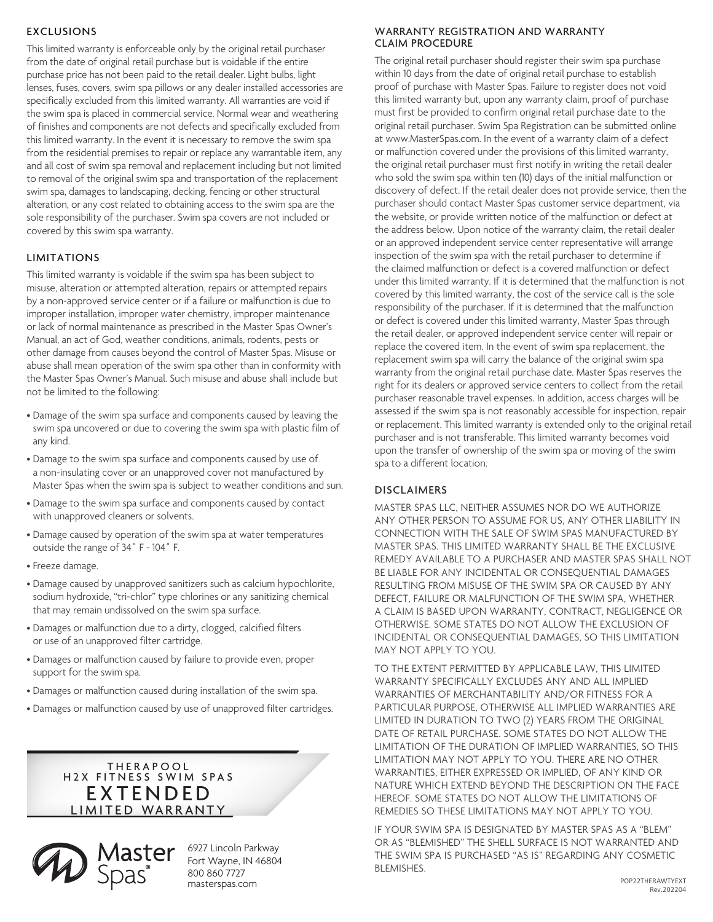## EXCLUSIONS

This limited warranty is enforceable only by the original retail purchaser from the date of original retail purchase but is voidable if the entire purchase price has not been paid to the retail dealer. Light bulbs, light lenses, fuses, covers, swim spa pillows or any dealer installed accessories are specifically excluded from this limited warranty. All warranties are void if the swim spa is placed in commercial service. Normal wear and weathering of finishes and components are not defects and specifically excluded from this limited warranty. In the event it is necessary to remove the swim spa from the residential premises to repair or replace any warrantable item, any and all cost of swim spa removal and replacement including but not limited to removal of the original swim spa and transportation of the replacement swim spa, damages to landscaping, decking, fencing or other structural alteration, or any cost related to obtaining access to the swim spa are the sole responsibility of the purchaser. Swim spa covers are not included or covered by this swim spa warranty.

## LIMITATIONS

This limited warranty is voidable if the swim spa has been subject to misuse, alteration or attempted alteration, repairs or attempted repairs by a non-approved service center or if a failure or malfunction is due to improper installation, improper water chemistry, improper maintenance or lack of normal maintenance as prescribed in the Master Spas Owner's Manual, an act of God, weather conditions, animals, rodents, pests or other damage from causes beyond the control of Master Spas. Misuse or abuse shall mean operation of the swim spa other than in conformity with the Master Spas Owner's Manual. Such misuse and abuse shall include but not be limited to the following:

- Damage of the swim spa surface and components caused by leaving the swim spa uncovered or due to covering the swim spa with plastic film of any kind.
- Damage to the swim spa surface and components caused by use of a non-insulating cover or an unapproved cover not manufactured by Master Spas when the swim spa is subject to weather conditions and sun.
- Damage to the swim spa surface and components caused by contact with unapproved cleaners or solvents.
- Damage caused by operation of the swim spa at water temperatures outside the range of 34˚ F - 104˚ F.
- Freeze damage.
- Damage caused by unapproved sanitizers such as calcium hypochlorite, sodium hydroxide, "tri-chlor" type chlorines or any sanitizing chemical that may remain undissolved on the swim spa surface.
- Damages or malfunction due to a dirty, clogged, calcified filters or use of an unapproved filter cartridge.
- Damages or malfunction caused by failure to provide even, proper support for the swim spa.
- Damages or malfunction caused during installation of the swim spa.
- Damages or malfunction caused by use of unapproved filter cartridges.

THERAPOOL
H2X FITNESS SWIM SPAS
EXTENDED
LIMITED WARRANTY

Master Spas®
6927 Lincoln Parkway
Fort Wayne, IN 46804
800 860 7727
masterspas.com

## WARRANTY REGISTRATION AND WARRANTY CLAIM PROCEDURE

The original retail purchaser should register their swim spa purchase within 10 days from the date of original retail purchase to establish proof of purchase with Master Spas. Failure to register does not void this limited warranty but, upon any warranty claim, proof of purchase must first be provided to confirm original retail purchase date to the original retail purchaser. Swim Spa Registration can be submitted online at www.MasterSpas.com. In the event of a warranty claim of a defect or malfunction covered under the provisions of this limited warranty, the original retail purchaser must first notify in writing the retail dealer who sold the swim spa within ten (10) days of the initial malfunction or discovery of defect. If the retail dealer does not provide service, then the purchaser should contact Master Spas customer service department, via the website, or provide written notice of the malfunction or defect at the address below. Upon notice of the warranty claim, the retail dealer or an approved independent service center representative will arrange inspection of the swim spa with the retail purchaser to determine if the claimed malfunction or defect is a covered malfunction or defect under this limited warranty. If it is determined that the malfunction is not covered by this limited warranty, the cost of the service call is the sole responsibility of the purchaser. If it is determined that the malfunction or defect is covered under this limited warranty, Master Spas through the retail dealer, or approved independent service center will repair or replace the covered item. In the event of swim spa replacement, the replacement swim spa will carry the balance of the original swim spa warranty from the original retail purchase date. Master Spas reserves the right for its dealers or approved service centers to collect from the retail purchaser reasonable travel expenses. In addition, access charges will be assessed if the swim spa is not reasonably accessible for inspection, repair or replacement. This limited warranty is extended only to the original retail purchaser and is not transferable. This limited warranty becomes void upon the transfer of ownership of the swim spa or moving of the swim spa to a different location.

## DISCLAIMERS

MASTER SPAS LLC, NEITHER ASSUMES NOR DO WE AUTHORIZE ANY OTHER PERSON TO ASSUME FOR US, ANY OTHER LIABILITY IN CONNECTION WITH THE SALE OF SWIM SPAS MANUFACTURED BY MASTER SPAS. THIS LIMITED WARRANTY SHALL BE THE EXCLUSIVE REMEDY AVAILABLE TO A PURCHASER AND MASTER SPAS SHALL NOT BE LIABLE FOR ANY INCIDENTAL OR CONSEQUENTIAL DAMAGES RESULTING FROM MISUSE OF THE SWIM SPA OR CAUSED BY ANY DEFECT, FAILURE OR MALFUNCTION OF THE SWIM SPA, WHETHER A CLAIM IS BASED UPON WARRANTY, CONTRACT, NEGLIGENCE OR OTHERWISE. SOME STATES DO NOT ALLOW THE EXCLUSION OF INCIDENTAL OR CONSEQUENTIAL DAMAGES, SO THIS LIMITATION MAY NOT APPLY TO YOU.

TO THE EXTENT PERMITTED BY APPLICABLE LAW, THIS LIMITED WARRANTY SPECIFICALLY EXCLUDES ANY AND ALL IMPLIED WARRANTIES OF MERCHANTABILITY AND/OR FITNESS FOR A PARTICULAR PURPOSE, OTHERWISE ALL IMPLIED WARRANTIES ARE LIMITED IN DURATION TO TWO (2) YEARS FROM THE ORIGINAL DATE OF RETAIL PURCHASE. SOME STATES DO NOT ALLOW THE LIMITATION OF THE DURATION OF IMPLIED WARRANTIES, SO THIS LIMITATION MAY NOT APPLY TO YOU. THERE ARE NO OTHER WARRANTIES, EITHER EXPRESSED OR IMPLIED, OF ANY KIND OR NATURE WHICH EXTEND BEYOND THE DESCRIPTION ON THE FACE HEREOF. SOME STATES DO NOT ALLOW THE LIMITATIONS OF REMEDIES SO THESE LIMITATIONS MAY NOT APPLY TO YOU.

IF YOUR SWIM SPA IS DESIGNATED BY MASTER SPAS AS A "BLEM" OR AS "BLEMISHED" THE SHELL SURFACE IS NOT WARRANTED AND THE SWIM SPA IS PURCHASED "AS IS" REGARDING ANY COSMETIC BLEMISHES.

POP22THERAWTYEXT
Rev.202204